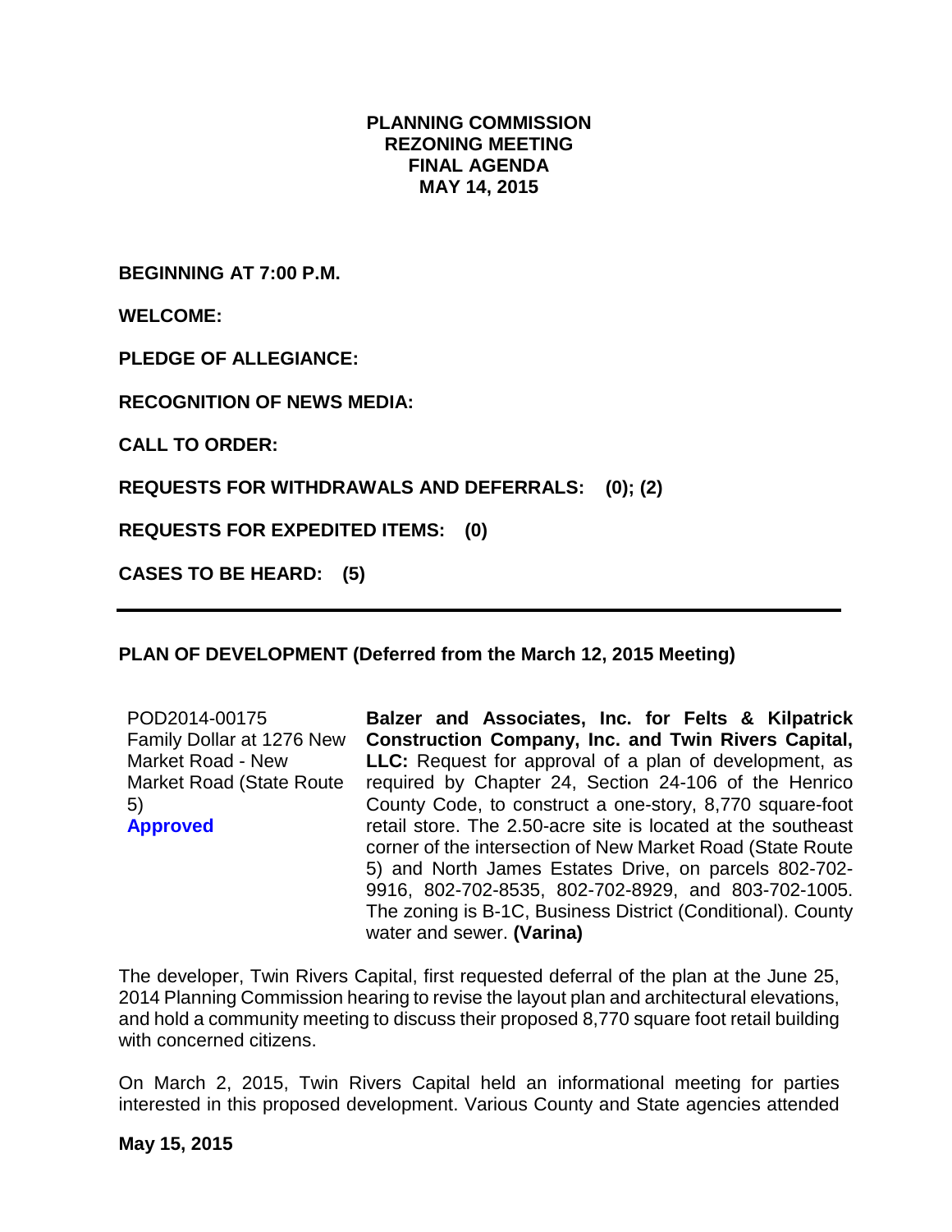# PLANNING COMMISSION REZONING MEETING FINAL AGENDA MAY 14, 2015

**BEGINNING AT 7:00 P.M.**

**WELCOME:**

**PLEDGE OF ALLEGIANCE:**

**RECOGNITION OF NEWS MEDIA:**

**CALL TO ORDER:**

**REQUESTS FOR WITHDRAWALS AND DEFERRALS: (0); (2)**

**REQUESTS FOR EXPEDITED ITEMS: (0)**

**CASES TO BE HEARD: (5)**

---

## PLAN OF DEVELOPMENT (Deferred from the March 12, 2015 Meeting)

| | |
|---|---|
| POD2014-00175<br>Family Dollar at 1276 New Market Road - New Market Road (State Route 5)<br>**Approved** | **Balzer and Associates, Inc. for Felts & Kilpatrick Construction Company, Inc. and Twin Rivers Capital, LLC:** Request for approval of a plan of development, as required by Chapter 24, Section 24-106 of the Henrico County Code, to construct a one-story, 8,770 square-foot retail store. The 2.50-acre site is located at the southeast corner of the intersection of New Market Road (State Route 5) and North James Estates Drive, on parcels 802-702-9916, 802-702-8535, 802-702-8929, and 803-702-1005. The zoning is B-1C, Business District (Conditional). County water and sewer. **(Varina)** |

The developer, Twin Rivers Capital, first requested deferral of the plan at the June 25, 2014 Planning Commission hearing to revise the layout plan and architectural elevations, and hold a community meeting to discuss their proposed 8,770 square foot retail building with concerned citizens.

On March 2, 2015, Twin Rivers Capital held an informational meeting for parties interested in this proposed development. Various County and State agencies attended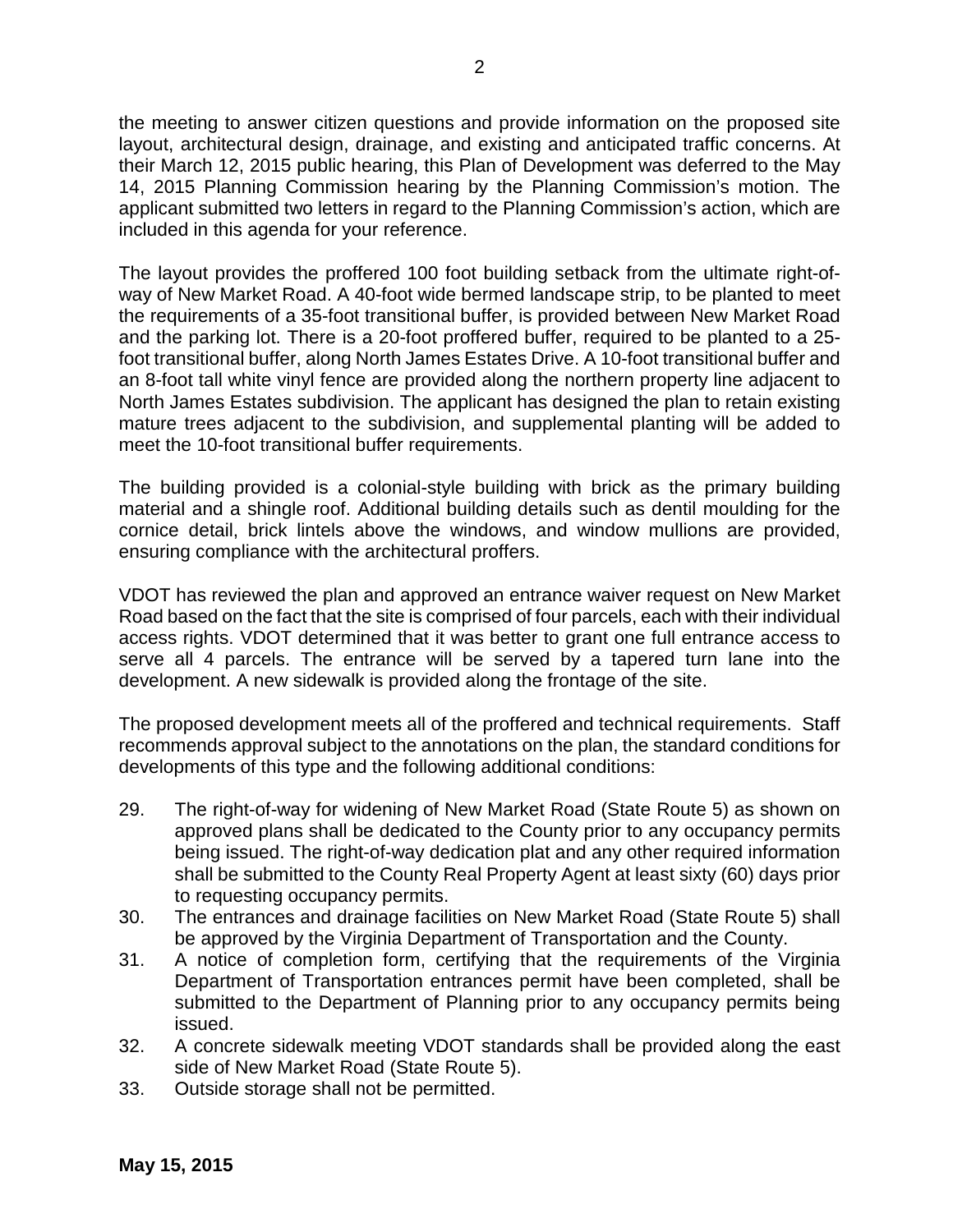the meeting to answer citizen questions and provide information on the proposed site layout, architectural design, drainage, and existing and anticipated traffic concerns. At their March 12, 2015 public hearing, this Plan of Development was deferred to the May 14, 2015 Planning Commission hearing by the Planning Commission's motion. The applicant submitted two letters in regard to the Planning Commission's action, which are included in this agenda for your reference.

The layout provides the proffered 100 foot building setback from the ultimate right-of-way of New Market Road. A 40-foot wide bermed landscape strip, to be planted to meet the requirements of a 35-foot transitional buffer, is provided between New Market Road and the parking lot. There is a 20-foot proffered buffer, required to be planted to a 25-foot transitional buffer, along North James Estates Drive. A 10-foot transitional buffer and an 8-foot tall white vinyl fence are provided along the northern property line adjacent to North James Estates subdivision. The applicant has designed the plan to retain existing mature trees adjacent to the subdivision, and supplemental planting will be added to meet the 10-foot transitional buffer requirements.

The building provided is a colonial-style building with brick as the primary building material and a shingle roof. Additional building details such as dentil moulding for the cornice detail, brick lintels above the windows, and window mullions are provided, ensuring compliance with the architectural proffers.

VDOT has reviewed the plan and approved an entrance waiver request on New Market Road based on the fact that the site is comprised of four parcels, each with their individual access rights. VDOT determined that it was better to grant one full entrance access to serve all 4 parcels. The entrance will be served by a tapered turn lane into the development. A new sidewalk is provided along the frontage of the site.

The proposed development meets all of the proffered and technical requirements. Staff recommends approval subject to the annotations on the plan, the standard conditions for developments of this type and the following additional conditions:

29. The right-of-way for widening of New Market Road (State Route 5) as shown on approved plans shall be dedicated to the County prior to any occupancy permits being issued. The right-of-way dedication plat and any other required information shall be submitted to the County Real Property Agent at least sixty (60) days prior to requesting occupancy permits.
30. The entrances and drainage facilities on New Market Road (State Route 5) shall be approved by the Virginia Department of Transportation and the County.
31. A notice of completion form, certifying that the requirements of the Virginia Department of Transportation entrances permit have been completed, shall be submitted to the Department of Planning prior to any occupancy permits being issued.
32. A concrete sidewalk meeting VDOT standards shall be provided along the east side of New Market Road (State Route 5).
33. Outside storage shall not be permitted.

**May 15, 2015**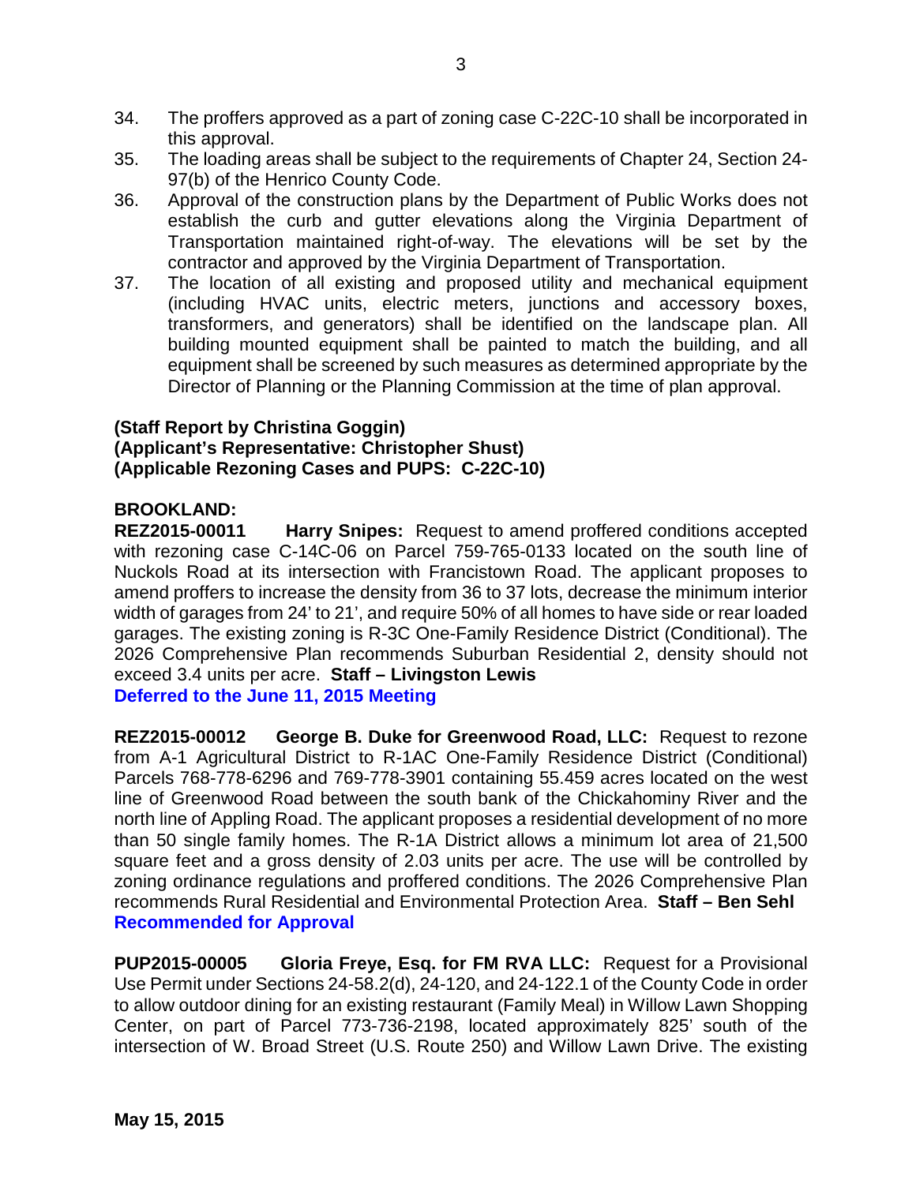34. The proffers approved as a part of zoning case C-22C-10 shall be incorporated in this approval.
35. The loading areas shall be subject to the requirements of Chapter 24, Section 24-97(b) of the Henrico County Code.
36. Approval of the construction plans by the Department of Public Works does not establish the curb and gutter elevations along the Virginia Department of Transportation maintained right-of-way. The elevations will be set by the contractor and approved by the Virginia Department of Transportation.
37. The location of all existing and proposed utility and mechanical equipment (including HVAC units, electric meters, junctions and accessory boxes, transformers, and generators) shall be identified on the landscape plan. All building mounted equipment shall be painted to match the building, and all equipment shall be screened by such measures as determined appropriate by the Director of Planning or the Planning Commission at the time of plan approval.

**(Staff Report by Christina Goggin)**
**(Applicant's Representative: Christopher Shust)**
**(Applicable Rezoning Cases and PUPS: C-22C-10)**

**BROOKLAND:**
**REZ2015-00011 Harry Snipes:** Request to amend proffered conditions accepted with rezoning case C-14C-06 on Parcel 759-765-0133 located on the south line of Nuckols Road at its intersection with Francistown Road. The applicant proposes to amend proffers to increase the density from 36 to 37 lots, decrease the minimum interior width of garages from 24' to 21', and require 50% of all homes to have side or rear loaded garages. The existing zoning is R-3C One-Family Residence District (Conditional). The 2026 Comprehensive Plan recommends Suburban Residential 2, density should not exceed 3.4 units per acre. **Staff – Livingston Lewis**
**Deferred to the June 11, 2015 Meeting**

**REZ2015-00012 George B. Duke for Greenwood Road, LLC:** Request to rezone from A-1 Agricultural District to R-1AC One-Family Residence District (Conditional) Parcels 768-778-6296 and 769-778-3901 containing 55.459 acres located on the west line of Greenwood Road between the south bank of the Chickahominy River and the north line of Appling Road. The applicant proposes a residential development of no more than 50 single family homes. The R-1A District allows a minimum lot area of 21,500 square feet and a gross density of 2.03 units per acre. The use will be controlled by zoning ordinance regulations and proffered conditions. The 2026 Comprehensive Plan recommends Rural Residential and Environmental Protection Area. **Staff – Ben Sehl**
**Recommended for Approval**

**PUP2015-00005 Gloria Freye, Esq. for FM RVA LLC:** Request for a Provisional Use Permit under Sections 24-58.2(d), 24-120, and 24-122.1 of the County Code in order to allow outdoor dining for an existing restaurant (Family Meal) in Willow Lawn Shopping Center, on part of Parcel 773-736-2198, located approximately 825' south of the intersection of W. Broad Street (U.S. Route 250) and Willow Lawn Drive. The existing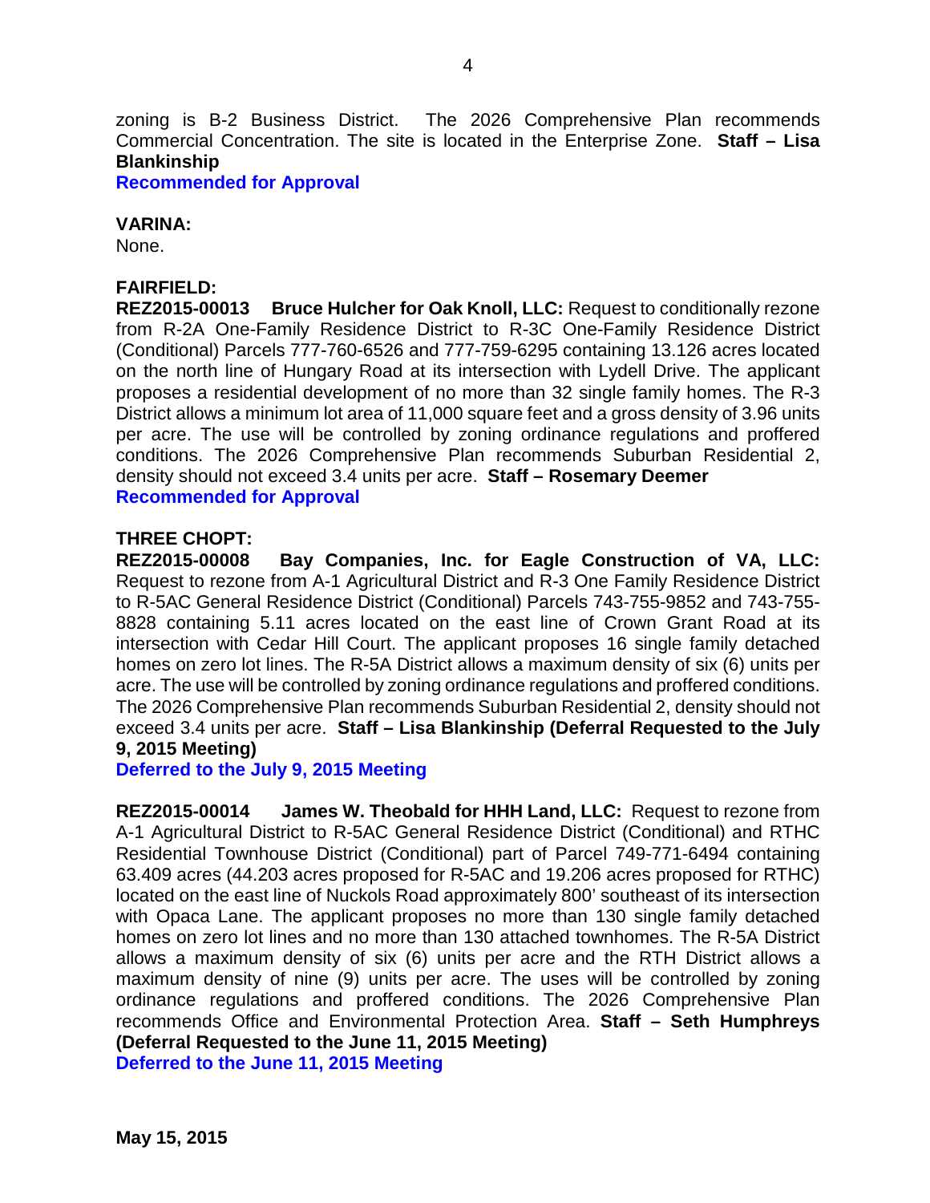zoning is B-2 Business District. The 2026 Comprehensive Plan recommends Commercial Concentration. The site is located in the Enterprise Zone. **Staff – Lisa Blankinship**
**Recommended for Approval**

**VARINA:**
None.

**FAIRFIELD:**
**REZ2015-00013 Bruce Hulcher for Oak Knoll, LLC:** Request to conditionally rezone from R-2A One-Family Residence District to R-3C One-Family Residence District (Conditional) Parcels 777-760-6526 and 777-759-6295 containing 13.126 acres located on the north line of Hungary Road at its intersection with Lydell Drive. The applicant proposes a residential development of no more than 32 single family homes. The R-3 District allows a minimum lot area of 11,000 square feet and a gross density of 3.96 units per acre. The use will be controlled by zoning ordinance regulations and proffered conditions. The 2026 Comprehensive Plan recommends Suburban Residential 2, density should not exceed 3.4 units per acre. **Staff – Rosemary Deemer**
**Recommended for Approval**

**THREE CHOPT:**
**REZ2015-00008 Bay Companies, Inc. for Eagle Construction of VA, LLC:** Request to rezone from A-1 Agricultural District and R-3 One Family Residence District to R-5AC General Residence District (Conditional) Parcels 743-755-9852 and 743-755-8828 containing 5.11 acres located on the east line of Crown Grant Road at its intersection with Cedar Hill Court. The applicant proposes 16 single family detached homes on zero lot lines. The R-5A District allows a maximum density of six (6) units per acre. The use will be controlled by zoning ordinance regulations and proffered conditions. The 2026 Comprehensive Plan recommends Suburban Residential 2, density should not exceed 3.4 units per acre. **Staff – Lisa Blankinship (Deferral Requested to the July 9, 2015 Meeting)**
**Deferred to the July 9, 2015 Meeting**

**REZ2015-00014 James W. Theobald for HHH Land, LLC:** Request to rezone from A-1 Agricultural District to R-5AC General Residence District (Conditional) and RTHC Residential Townhouse District (Conditional) part of Parcel 749-771-6494 containing 63.409 acres (44.203 acres proposed for R-5AC and 19.206 acres proposed for RTHC) located on the east line of Nuckols Road approximately 800' southeast of its intersection with Opaca Lane. The applicant proposes no more than 130 single family detached homes on zero lot lines and no more than 130 attached townhomes. The R-5A District allows a maximum density of six (6) units per acre and the RTH District allows a maximum density of nine (9) units per acre. The uses will be controlled by zoning ordinance regulations and proffered conditions. The 2026 Comprehensive Plan recommends Office and Environmental Protection Area. **Staff – Seth Humphreys (Deferral Requested to the June 11, 2015 Meeting)**
**Deferred to the June 11, 2015 Meeting**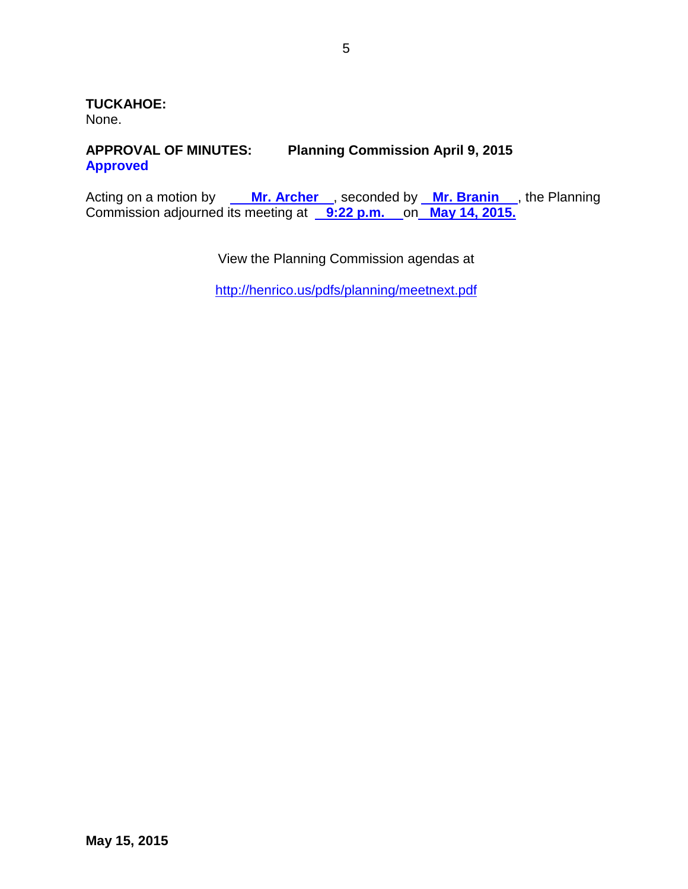**TUCKAHOE:**
None.

**APPROVAL OF MINUTES: Planning Commission April 9, 2015**
**Approved**

Acting on a motion by **Mr. Archer**, seconded by **Mr. Branin**, the Planning Commission adjourned its meeting at **9:22 p.m.** on **May 14, 2015.**

View the Planning Commission agendas at

http://henrico.us/pdfs/planning/meetnext.pdf